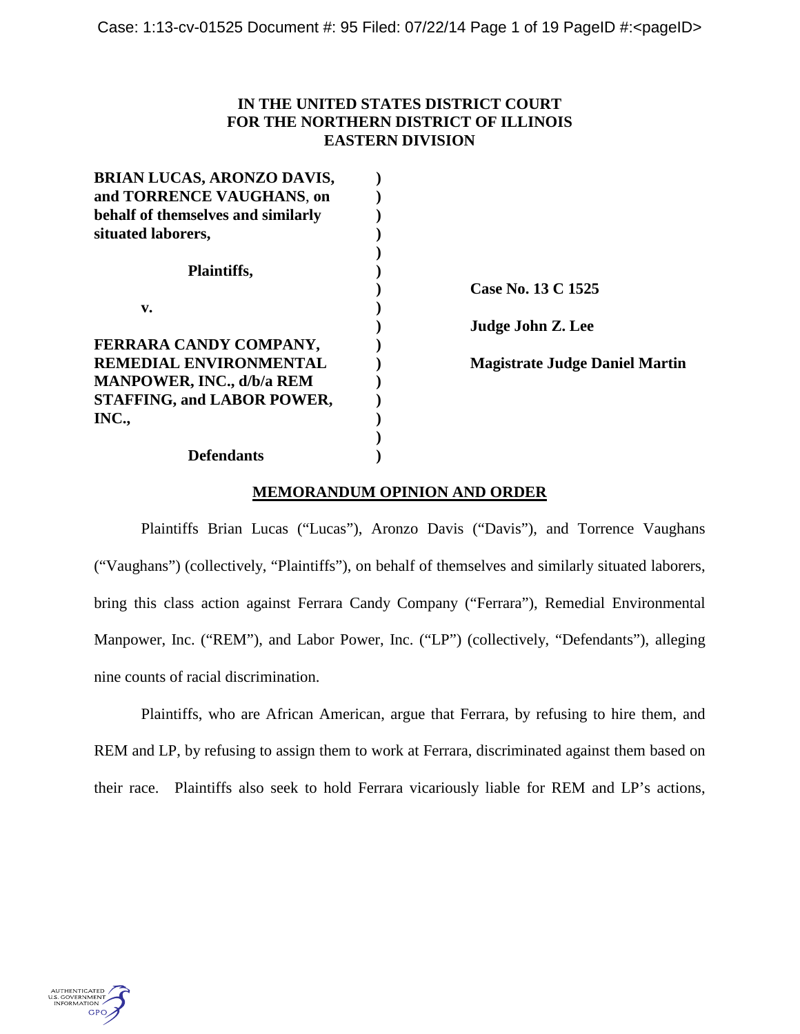**IN THE UNITED STATES DISTRICT COURT**
**FOR THE NORTHERN DISTRICT OF ILLINOIS**
**EASTERN DIVISION**

| | | |
|---|---|---|
| **BRIAN LUCAS, ARONZO DAVIS, and TORRENCE VAUGHANS, on behalf of themselves and similarly situated laborers,** | ) | |
| **Plaintiffs,** | ) | **Case No. 13 C 1525** |
| **v.** | ) | **Judge John Z. Lee** |
| **FERRARA CANDY COMPANY, REMEDIAL ENVIRONMENTAL MANPOWER, INC., d/b/a REM STAFFING, and LABOR POWER, INC.,** | ) | **Magistrate Judge Daniel Martin** |
| **Defendants** | ) | |

**MEMORANDUM OPINION AND ORDER**

Plaintiffs Brian Lucas ("Lucas"), Aronzo Davis ("Davis"), and Torrence Vaughans ("Vaughans") (collectively, "Plaintiffs"), on behalf of themselves and similarly situated laborers, bring this class action against Ferrara Candy Company ("Ferrara"), Remedial Environmental Manpower, Inc. ("REM"), and Labor Power, Inc. ("LP") (collectively, "Defendants"), alleging nine counts of racial discrimination.

Plaintiffs, who are African American, argue that Ferrara, by refusing to hire them, and REM and LP, by refusing to assign them to work at Ferrara, discriminated against them based on their race. Plaintiffs also seek to hold Ferrara vicariously liable for REM and LP's actions,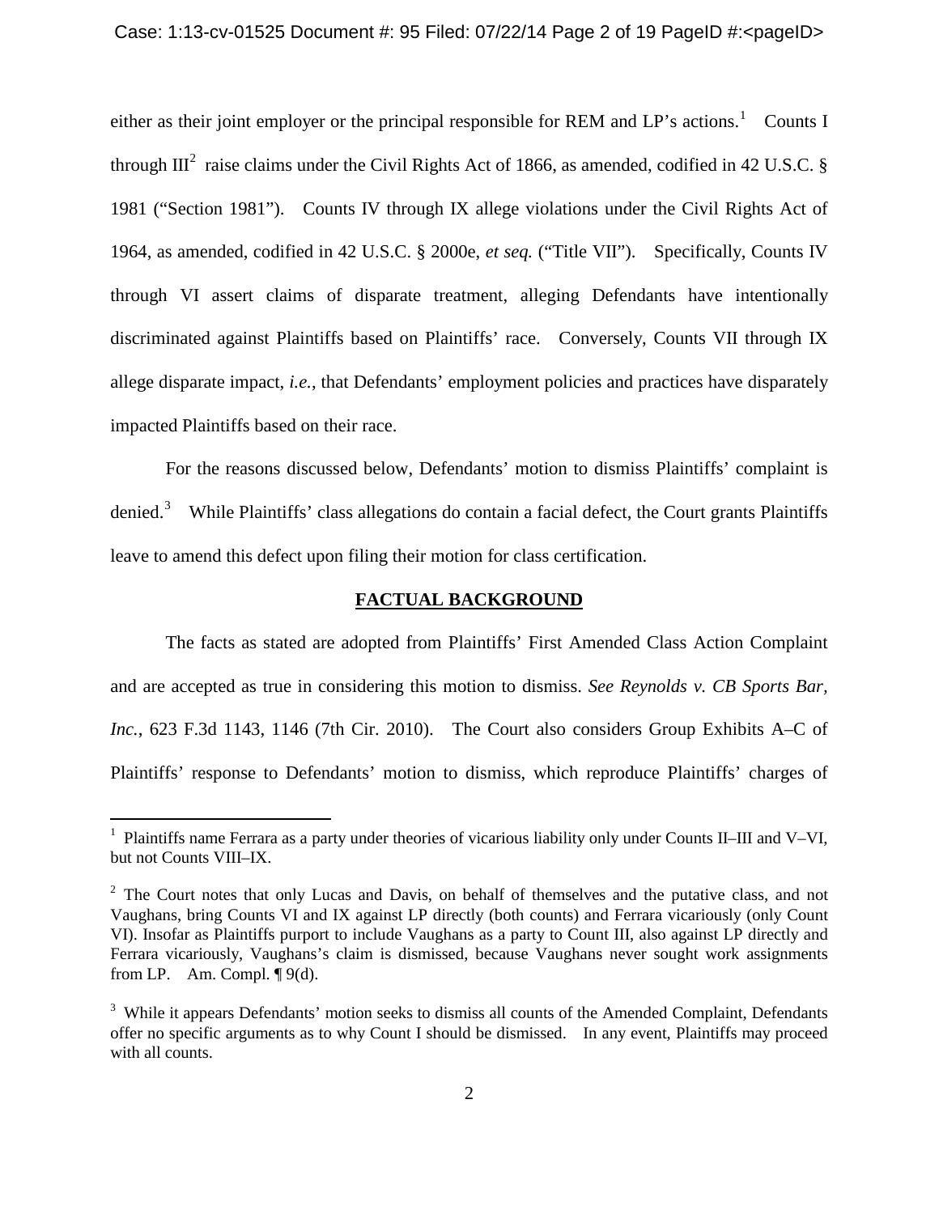either as their joint employer or the principal responsible for REM and LP's actions.[1] Counts I through III[2] raise claims under the Civil Rights Act of 1866, as amended, codified in 42 U.S.C. § 1981 ("Section 1981"). Counts IV through IX allege violations under the Civil Rights Act of 1964, as amended, codified in 42 U.S.C. § 2000e, *et seq.* ("Title VII"). Specifically, Counts IV through VI assert claims of disparate treatment, alleging Defendants have intentionally discriminated against Plaintiffs based on Plaintiffs' race. Conversely, Counts VII through IX allege disparate impact, *i.e.*, that Defendants' employment policies and practices have disparately impacted Plaintiffs based on their race.

For the reasons discussed below, Defendants' motion to dismiss Plaintiffs' complaint is denied.[3] While Plaintiffs' class allegations do contain a facial defect, the Court grants Plaintiffs leave to amend this defect upon filing their motion for class certification.

## FACTUAL BACKGROUND

The facts as stated are adopted from Plaintiffs' First Amended Class Action Complaint and are accepted as true in considering this motion to dismiss. *See Reynolds v. CB Sports Bar, Inc.*, 623 F.3d 1143, 1146 (7th Cir. 2010). The Court also considers Group Exhibits A–C of Plaintiffs' response to Defendants' motion to dismiss, which reproduce Plaintiffs' charges of

---

[1] Plaintiffs name Ferrara as a party under theories of vicarious liability only under Counts II–III and V–VI, but not Counts VIII–IX.

[2] The Court notes that only Lucas and Davis, on behalf of themselves and the putative class, and not Vaughans, bring Counts VI and IX against LP directly (both counts) and Ferrara vicariously (only Count VI). Insofar as Plaintiffs purport to include Vaughans as a party to Count III, also against LP directly and Ferrara vicariously, Vaughans's claim is dismissed, because Vaughans never sought work assignments from LP. Am. Compl. ¶ 9(d).

[3] While it appears Defendants' motion seeks to dismiss all counts of the Amended Complaint, Defendants offer no specific arguments as to why Count I should be dismissed. In any event, Plaintiffs may proceed with all counts.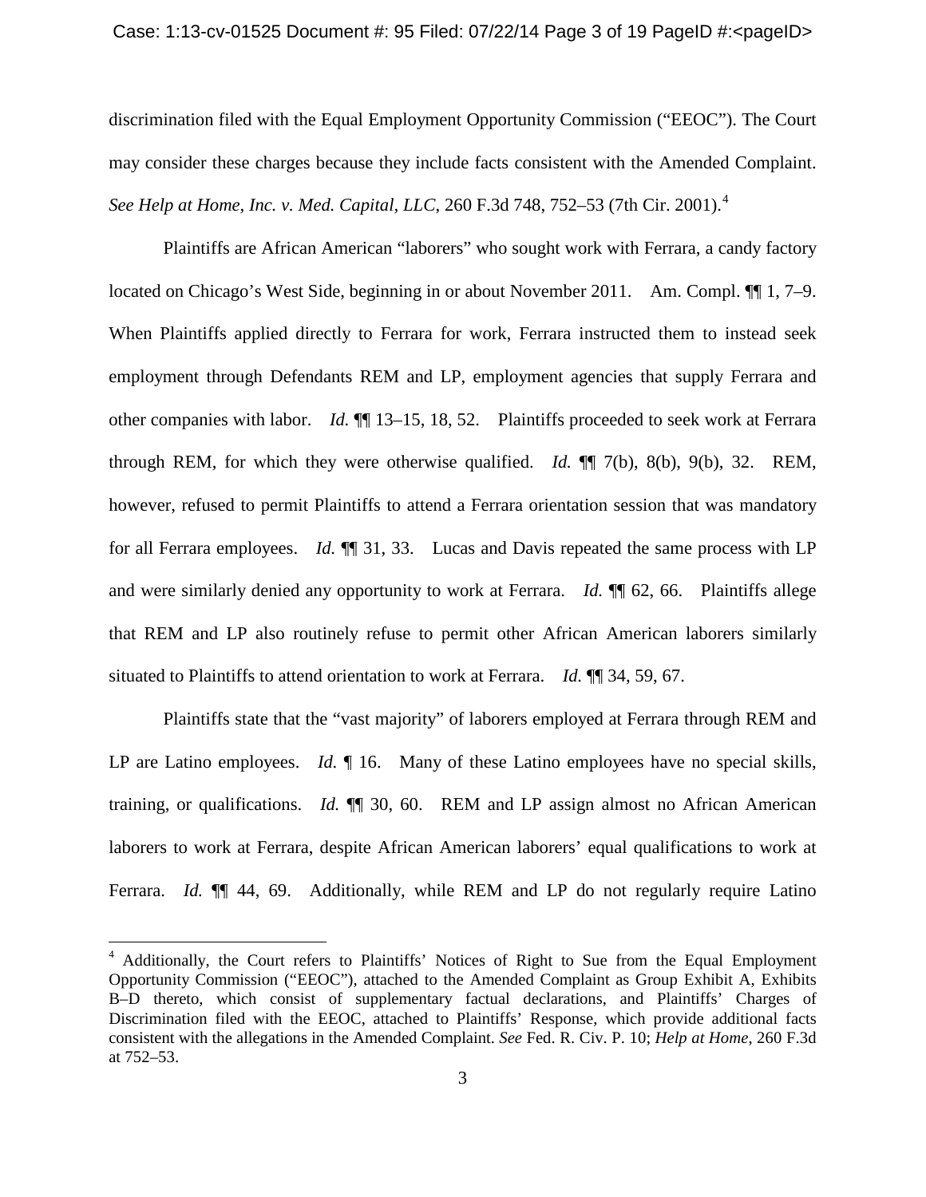discrimination filed with the Equal Employment Opportunity Commission ("EEOC"). The Court may consider these charges because they include facts consistent with the Amended Complaint. *See Help at Home, Inc. v. Med. Capital, LLC*, 260 F.3d 748, 752–53 (7th Cir. 2001).[4]

Plaintiffs are African American "laborers" who sought work with Ferrara, a candy factory located on Chicago's West Side, beginning in or about November 2011. Am. Compl. ¶¶ 1, 7–9. When Plaintiffs applied directly to Ferrara for work, Ferrara instructed them to instead seek employment through Defendants REM and LP, employment agencies that supply Ferrara and other companies with labor. *Id.* ¶¶ 13–15, 18, 52. Plaintiffs proceeded to seek work at Ferrara through REM, for which they were otherwise qualified. *Id.* ¶¶ 7(b), 8(b), 9(b), 32. REM, however, refused to permit Plaintiffs to attend a Ferrara orientation session that was mandatory for all Ferrara employees. *Id.* ¶¶ 31, 33. Lucas and Davis repeated the same process with LP and were similarly denied any opportunity to work at Ferrara. *Id.* ¶¶ 62, 66. Plaintiffs allege that REM and LP also routinely refuse to permit other African American laborers similarly situated to Plaintiffs to attend orientation to work at Ferrara. *Id.* ¶¶ 34, 59, 67.

Plaintiffs state that the "vast majority" of laborers employed at Ferrara through REM and LP are Latino employees. *Id.* ¶ 16. Many of these Latino employees have no special skills, training, or qualifications. *Id.* ¶¶ 30, 60. REM and LP assign almost no African American laborers to work at Ferrara, despite African American laborers' equal qualifications to work at Ferrara. *Id.* ¶¶ 44, 69. Additionally, while REM and LP do not regularly require Latino

---

[4] Additionally, the Court refers to Plaintiffs' Notices of Right to Sue from the Equal Employment Opportunity Commission ("EEOC"), attached to the Amended Complaint as Group Exhibit A, Exhibits B–D thereto, which consist of supplementary factual declarations, and Plaintiffs' Charges of Discrimination filed with the EEOC, attached to Plaintiffs' Response, which provide additional facts consistent with the allegations in the Amended Complaint. *See* Fed. R. Civ. P. 10; *Help at Home*, 260 F.3d at 752–53.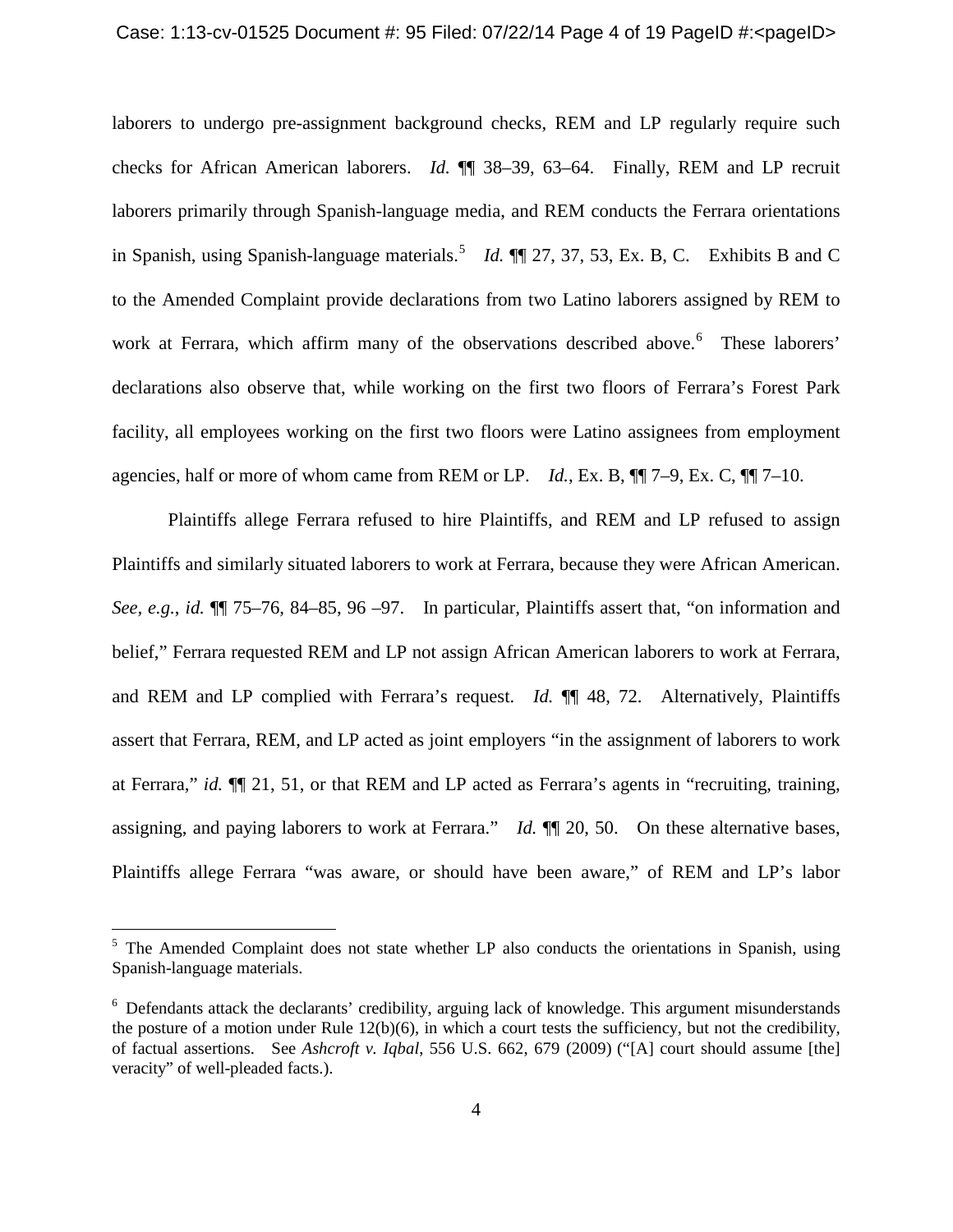laborers to undergo pre-assignment background checks, REM and LP regularly require such checks for African American laborers. *Id.* ¶¶ 38–39, 63–64. Finally, REM and LP recruit laborers primarily through Spanish-language media, and REM conducts the Ferrara orientations in Spanish, using Spanish-language materials.[5] *Id.* ¶¶ 27, 37, 53, Ex. B, C. Exhibits B and C to the Amended Complaint provide declarations from two Latino laborers assigned by REM to work at Ferrara, which affirm many of the observations described above.[6] These laborers' declarations also observe that, while working on the first two floors of Ferrara's Forest Park facility, all employees working on the first two floors were Latino assignees from employment agencies, half or more of whom came from REM or LP. *Id.*, Ex. B, ¶¶ 7–9, Ex. C, ¶¶ 7–10.

Plaintiffs allege Ferrara refused to hire Plaintiffs, and REM and LP refused to assign Plaintiffs and similarly situated laborers to work at Ferrara, because they were African American. *See, e.g.*, *id.* ¶¶ 75–76, 84–85, 96 –97. In particular, Plaintiffs assert that, "on information and belief," Ferrara requested REM and LP not assign African American laborers to work at Ferrara, and REM and LP complied with Ferrara's request. *Id.* ¶¶ 48, 72. Alternatively, Plaintiffs assert that Ferrara, REM, and LP acted as joint employers "in the assignment of laborers to work at Ferrara," *id.* ¶¶ 21, 51, or that REM and LP acted as Ferrara's agents in "recruiting, training, assigning, and paying laborers to work at Ferrara." *Id.* ¶¶ 20, 50. On these alternative bases, Plaintiffs allege Ferrara "was aware, or should have been aware," of REM and LP's labor

---

[5] The Amended Complaint does not state whether LP also conducts the orientations in Spanish, using Spanish-language materials.

[6] Defendants attack the declarants' credibility, arguing lack of knowledge. This argument misunderstands the posture of a motion under Rule 12(b)(6), in which a court tests the sufficiency, but not the credibility, of factual assertions. See *Ashcroft v. Iqbal*, 556 U.S. 662, 679 (2009) ("[A] court should assume [the] veracity" of well-pleaded facts.).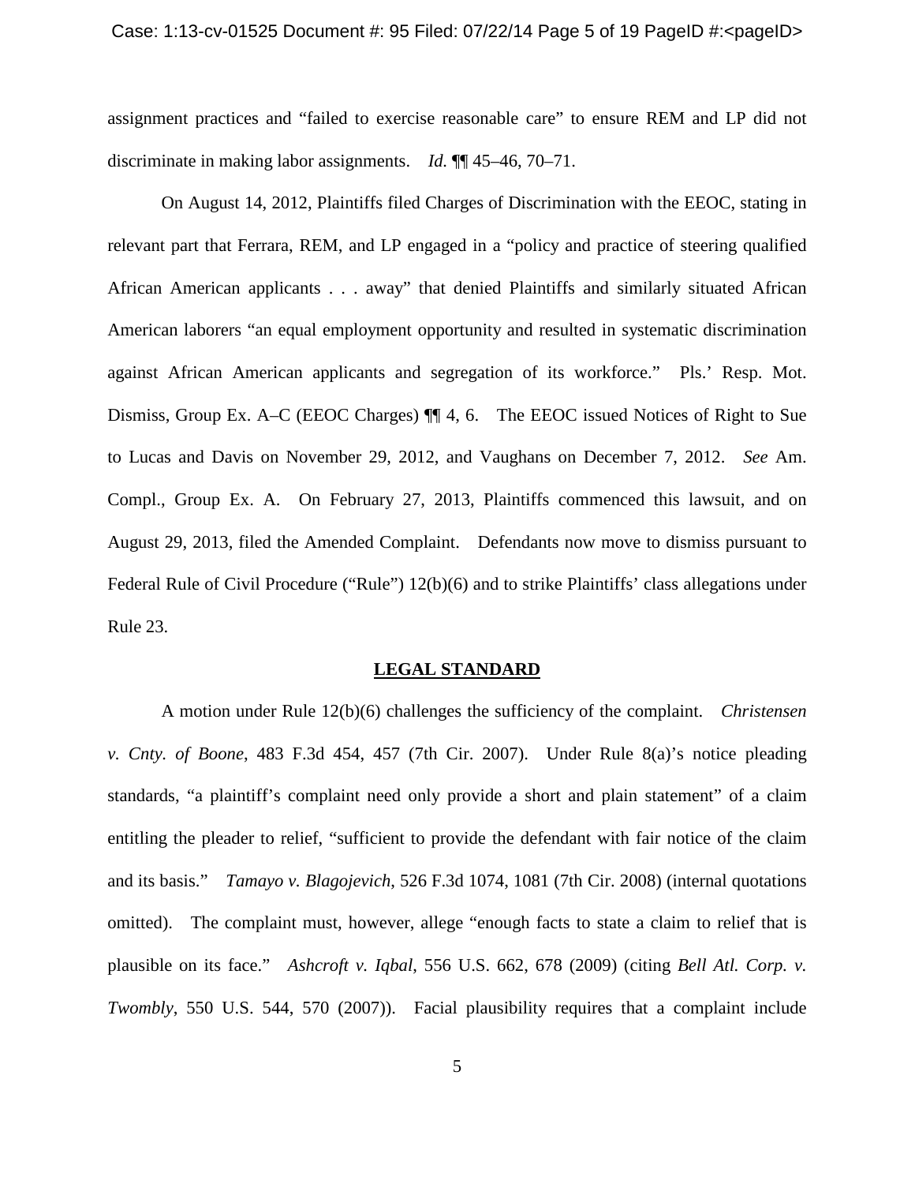assignment practices and "failed to exercise reasonable care" to ensure REM and LP did not discriminate in making labor assignments. *Id.* ¶¶ 45–46, 70–71.

On August 14, 2012, Plaintiffs filed Charges of Discrimination with the EEOC, stating in relevant part that Ferrara, REM, and LP engaged in a "policy and practice of steering qualified African American applicants . . . away" that denied Plaintiffs and similarly situated African American laborers "an equal employment opportunity and resulted in systematic discrimination against African American applicants and segregation of its workforce." Pls.' Resp. Mot. Dismiss, Group Ex. A–C (EEOC Charges) ¶¶ 4, 6. The EEOC issued Notices of Right to Sue to Lucas and Davis on November 29, 2012, and Vaughans on December 7, 2012. *See* Am. Compl., Group Ex. A. On February 27, 2013, Plaintiffs commenced this lawsuit, and on August 29, 2013, filed the Amended Complaint. Defendants now move to dismiss pursuant to Federal Rule of Civil Procedure ("Rule") 12(b)(6) and to strike Plaintiffs' class allegations under Rule 23.

## LEGAL STANDARD

A motion under Rule 12(b)(6) challenges the sufficiency of the complaint. *Christensen v. Cnty. of Boone*, 483 F.3d 454, 457 (7th Cir. 2007). Under Rule 8(a)'s notice pleading standards, "a plaintiff's complaint need only provide a short and plain statement" of a claim entitling the pleader to relief, "sufficient to provide the defendant with fair notice of the claim and its basis." *Tamayo v. Blagojevich*, 526 F.3d 1074, 1081 (7th Cir. 2008) (internal quotations omitted). The complaint must, however, allege "enough facts to state a claim to relief that is plausible on its face." *Ashcroft v. Iqbal*, 556 U.S. 662, 678 (2009) (citing *Bell Atl. Corp. v. Twombly*, 550 U.S. 544, 570 (2007)). Facial plausibility requires that a complaint include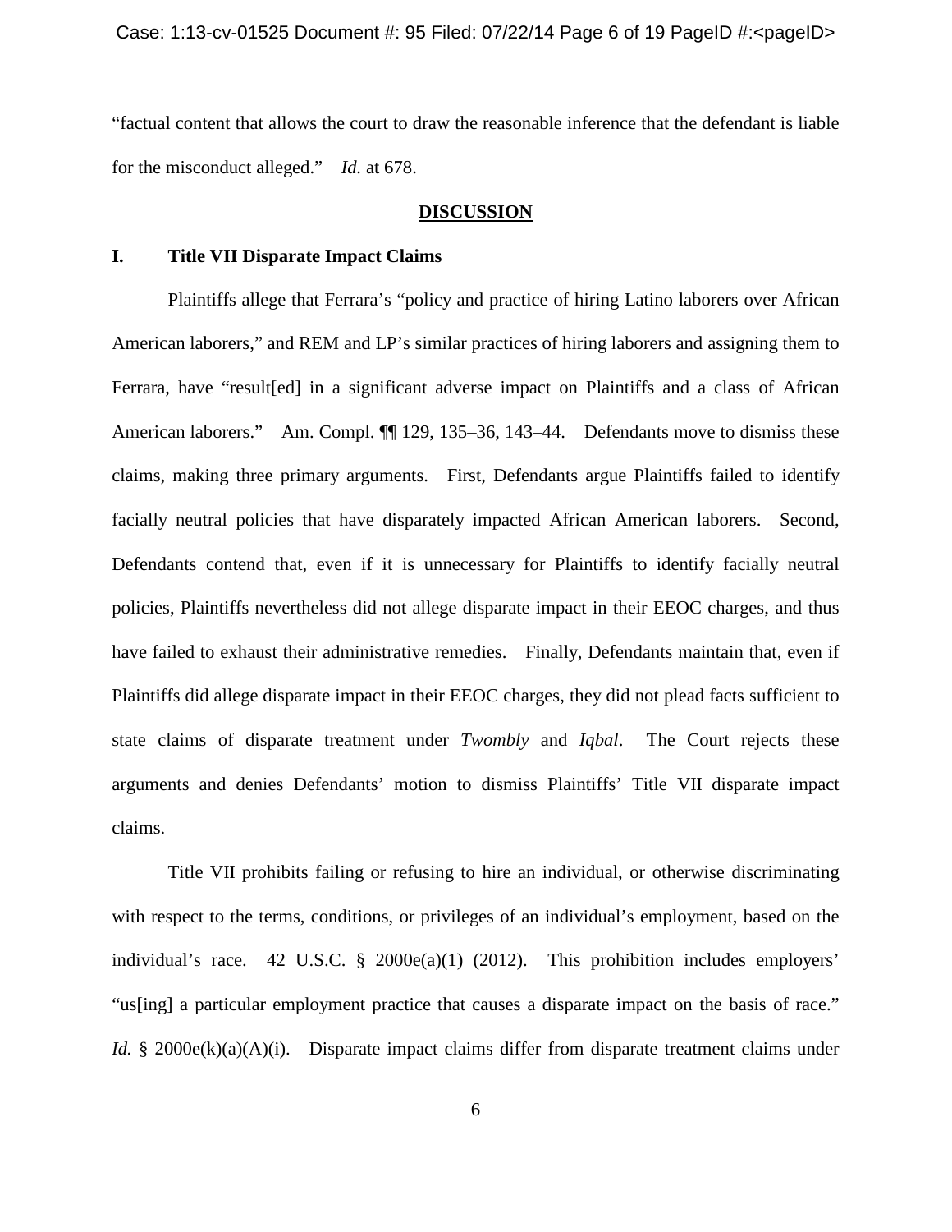"factual content that allows the court to draw the reasonable inference that the defendant is liable for the misconduct alleged." *Id.* at 678.

## DISCUSSION

### I. Title VII Disparate Impact Claims

Plaintiffs allege that Ferrara's "policy and practice of hiring Latino laborers over African American laborers," and REM and LP's similar practices of hiring laborers and assigning them to Ferrara, have "result[ed] in a significant adverse impact on Plaintiffs and a class of African American laborers." Am. Compl. ¶¶ 129, 135–36, 143–44. Defendants move to dismiss these claims, making three primary arguments. First, Defendants argue Plaintiffs failed to identify facially neutral policies that have disparately impacted African American laborers. Second, Defendants contend that, even if it is unnecessary for Plaintiffs to identify facially neutral policies, Plaintiffs nevertheless did not allege disparate impact in their EEOC charges, and thus have failed to exhaust their administrative remedies. Finally, Defendants maintain that, even if Plaintiffs did allege disparate impact in their EEOC charges, they did not plead facts sufficient to state claims of disparate treatment under *Twombly* and *Iqbal*. The Court rejects these arguments and denies Defendants' motion to dismiss Plaintiffs' Title VII disparate impact claims.

Title VII prohibits failing or refusing to hire an individual, or otherwise discriminating with respect to the terms, conditions, or privileges of an individual's employment, based on the individual's race. 42 U.S.C. § 2000e(a)(1) (2012). This prohibition includes employers' "us[ing] a particular employment practice that causes a disparate impact on the basis of race." *Id.* § 2000e(k)(a)(A)(i). Disparate impact claims differ from disparate treatment claims under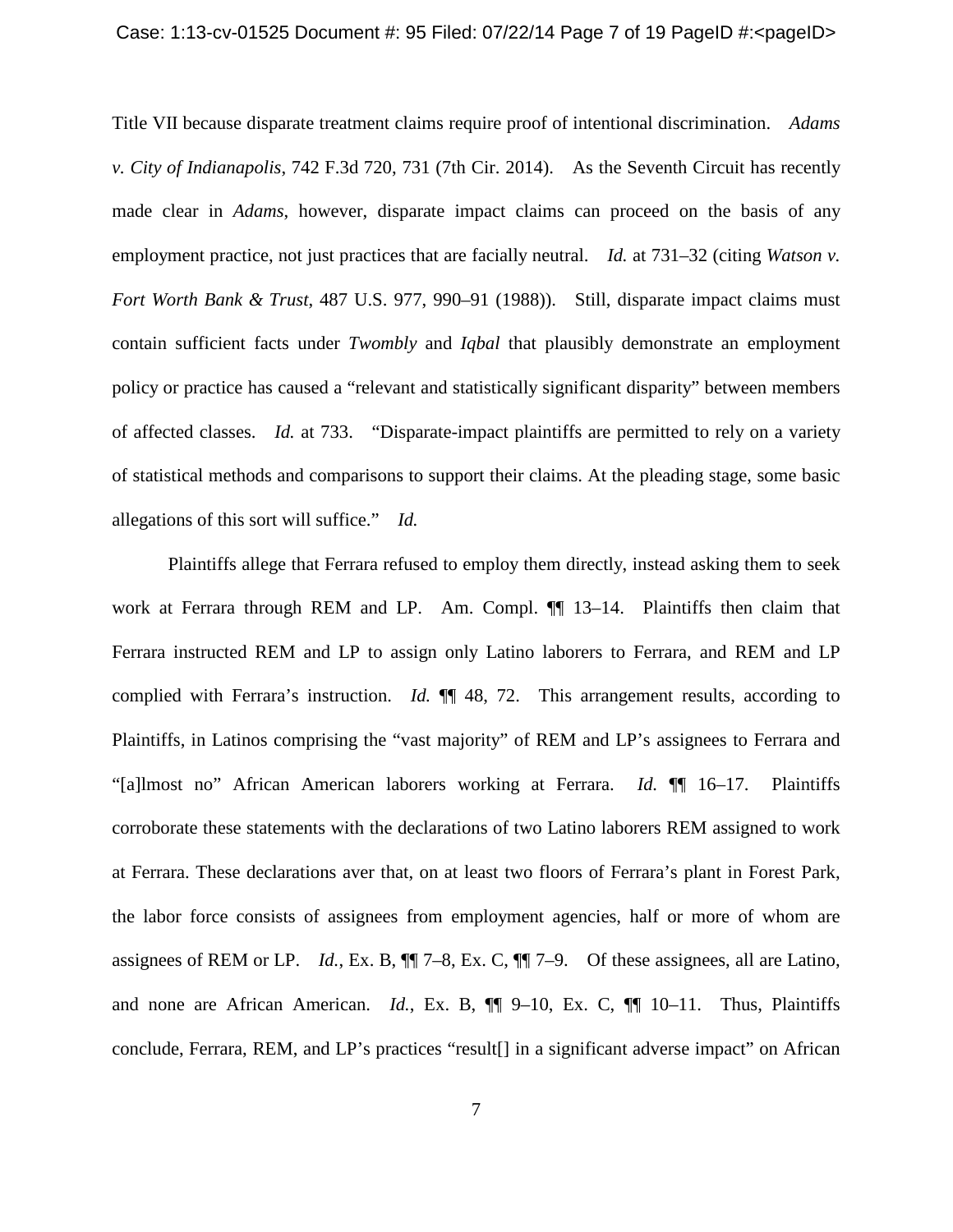Title VII because disparate treatment claims require proof of intentional discrimination. *Adams v. City of Indianapolis*, 742 F.3d 720, 731 (7th Cir. 2014). As the Seventh Circuit has recently made clear in *Adams*, however, disparate impact claims can proceed on the basis of any employment practice, not just practices that are facially neutral. *Id.* at 731–32 (citing *Watson v. Fort Worth Bank & Trust*, 487 U.S. 977, 990–91 (1988)). Still, disparate impact claims must contain sufficient facts under *Twombly* and *Iqbal* that plausibly demonstrate an employment policy or practice has caused a "relevant and statistically significant disparity" between members of affected classes. *Id.* at 733. "Disparate-impact plaintiffs are permitted to rely on a variety of statistical methods and comparisons to support their claims. At the pleading stage, some basic allegations of this sort will suffice." *Id.*

Plaintiffs allege that Ferrara refused to employ them directly, instead asking them to seek work at Ferrara through REM and LP. Am. Compl. ¶¶ 13–14. Plaintiffs then claim that Ferrara instructed REM and LP to assign only Latino laborers to Ferrara, and REM and LP complied with Ferrara's instruction. *Id.* ¶¶ 48, 72. This arrangement results, according to Plaintiffs, in Latinos comprising the "vast majority" of REM and LP's assignees to Ferrara and "[a]lmost no" African American laborers working at Ferrara. *Id.* ¶¶ 16–17. Plaintiffs corroborate these statements with the declarations of two Latino laborers REM assigned to work at Ferrara. These declarations aver that, on at least two floors of Ferrara's plant in Forest Park, the labor force consists of assignees from employment agencies, half or more of whom are assignees of REM or LP. *Id.*, Ex. B, ¶¶ 7–8, Ex. C, ¶¶ 7–9. Of these assignees, all are Latino, and none are African American. *Id.*, Ex. B, ¶¶ 9–10, Ex. C, ¶¶ 10–11. Thus, Plaintiffs conclude, Ferrara, REM, and LP's practices "result[] in a significant adverse impact" on African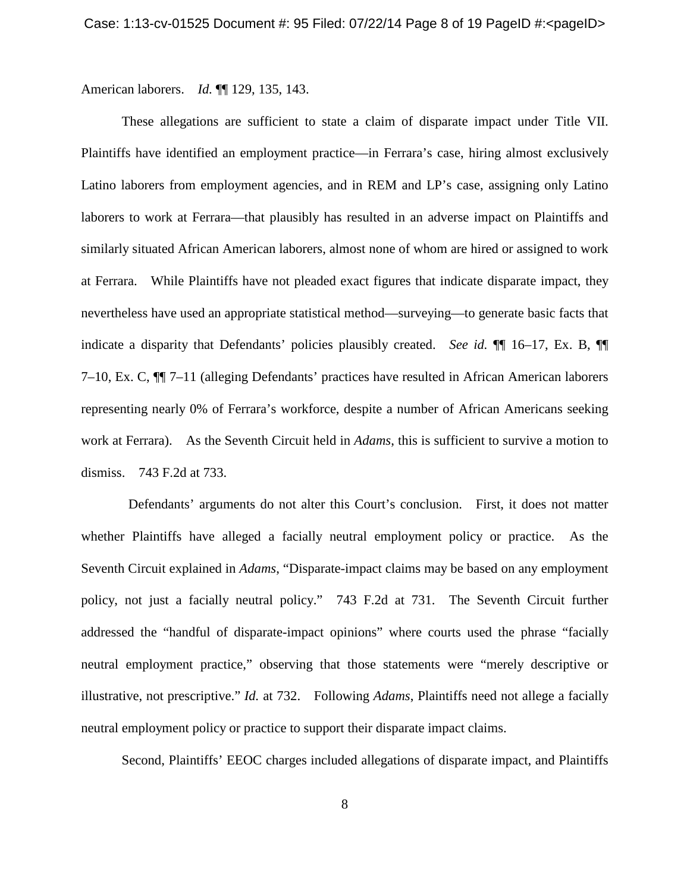American laborers. *Id.* ¶¶ 129, 135, 143.

These allegations are sufficient to state a claim of disparate impact under Title VII. Plaintiffs have identified an employment practice—in Ferrara's case, hiring almost exclusively Latino laborers from employment agencies, and in REM and LP's case, assigning only Latino laborers to work at Ferrara—that plausibly has resulted in an adverse impact on Plaintiffs and similarly situated African American laborers, almost none of whom are hired or assigned to work at Ferrara. While Plaintiffs have not pleaded exact figures that indicate disparate impact, they nevertheless have used an appropriate statistical method—surveying—to generate basic facts that indicate a disparity that Defendants' policies plausibly created. *See id.* ¶¶ 16–17, Ex. B, ¶¶ 7–10, Ex. C, ¶¶ 7–11 (alleging Defendants' practices have resulted in African American laborers representing nearly 0% of Ferrara's workforce, despite a number of African Americans seeking work at Ferrara). As the Seventh Circuit held in *Adams*, this is sufficient to survive a motion to dismiss. 743 F.2d at 733.

Defendants' arguments do not alter this Court's conclusion. First, it does not matter whether Plaintiffs have alleged a facially neutral employment policy or practice. As the Seventh Circuit explained in *Adams*, "Disparate-impact claims may be based on any employment policy, not just a facially neutral policy." 743 F.2d at 731. The Seventh Circuit further addressed the "handful of disparate-impact opinions" where courts used the phrase "facially neutral employment practice," observing that those statements were "merely descriptive or illustrative, not prescriptive." *Id.* at 732. Following *Adams*, Plaintiffs need not allege a facially neutral employment policy or practice to support their disparate impact claims.

Second, Plaintiffs' EEOC charges included allegations of disparate impact, and Plaintiffs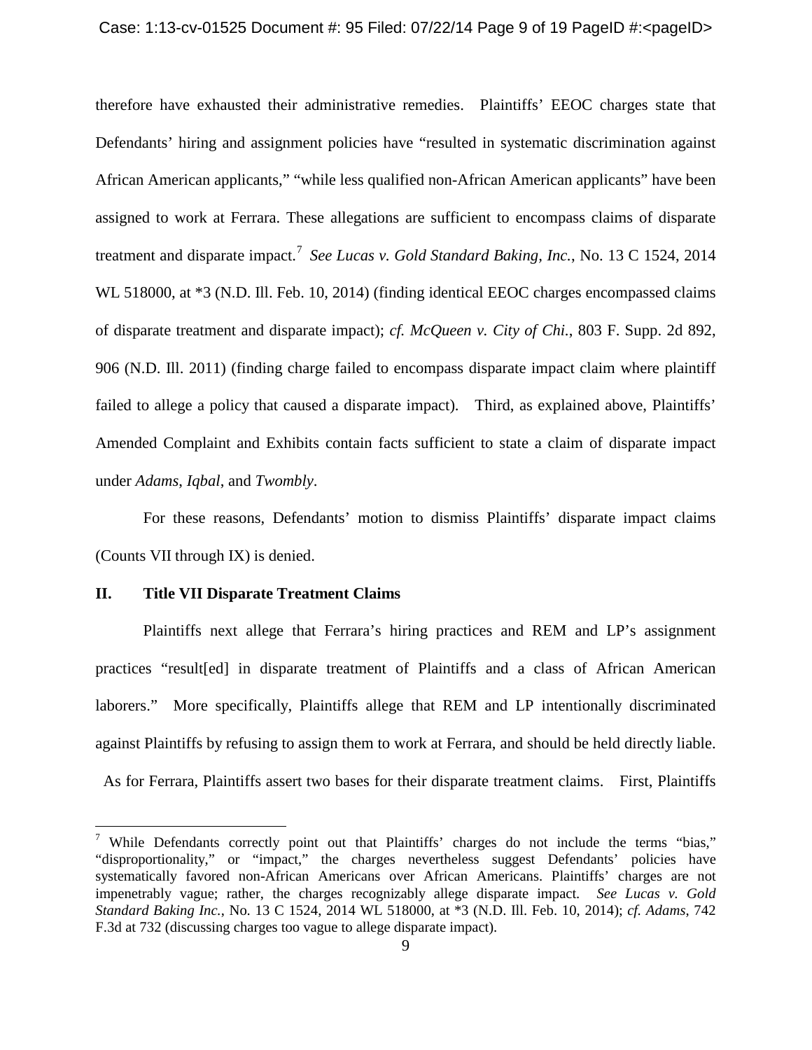therefore have exhausted their administrative remedies. Plaintiffs' EEOC charges state that Defendants' hiring and assignment policies have "resulted in systematic discrimination against African American applicants," "while less qualified non-African American applicants" have been assigned to work at Ferrara. These allegations are sufficient to encompass claims of disparate treatment and disparate impact.[7] *See Lucas v. Gold Standard Baking, Inc.*, No. 13 C 1524, 2014 WL 518000, at *3 (N.D. Ill. Feb. 10, 2014) (finding identical EEOC charges encompassed claims of disparate treatment and disparate impact); *cf. McQueen v. City of Chi.*, 803 F. Supp. 2d 892, 906 (N.D. Ill. 2011) (finding charge failed to encompass disparate impact claim where plaintiff failed to allege a policy that caused a disparate impact). Third, as explained above, Plaintiffs' Amended Complaint and Exhibits contain facts sufficient to state a claim of disparate impact under *Adams*, *Iqbal*, and *Twombly*.

For these reasons, Defendants' motion to dismiss Plaintiffs' disparate impact claims (Counts VII through IX) is denied.

## II. Title VII Disparate Treatment Claims

Plaintiffs next allege that Ferrara's hiring practices and REM and LP's assignment practices "result[ed] in disparate treatment of Plaintiffs and a class of African American laborers." More specifically, Plaintiffs allege that REM and LP intentionally discriminated against Plaintiffs by refusing to assign them to work at Ferrara, and should be held directly liable. As for Ferrara, Plaintiffs assert two bases for their disparate treatment claims. First, Plaintiffs

---

[7] While Defendants correctly point out that Plaintiffs' charges do not include the terms "bias," "disproportionality," or "impact," the charges nevertheless suggest Defendants' policies have systematically favored non-African Americans over African Americans. Plaintiffs' charges are not impenetrably vague; rather, the charges recognizably allege disparate impact. *See Lucas v. Gold Standard Baking Inc.*, No. 13 C 1524, 2014 WL 518000, at *3 (N.D. Ill. Feb. 10, 2014); *cf. Adams*, 742 F.3d at 732 (discussing charges too vague to allege disparate impact).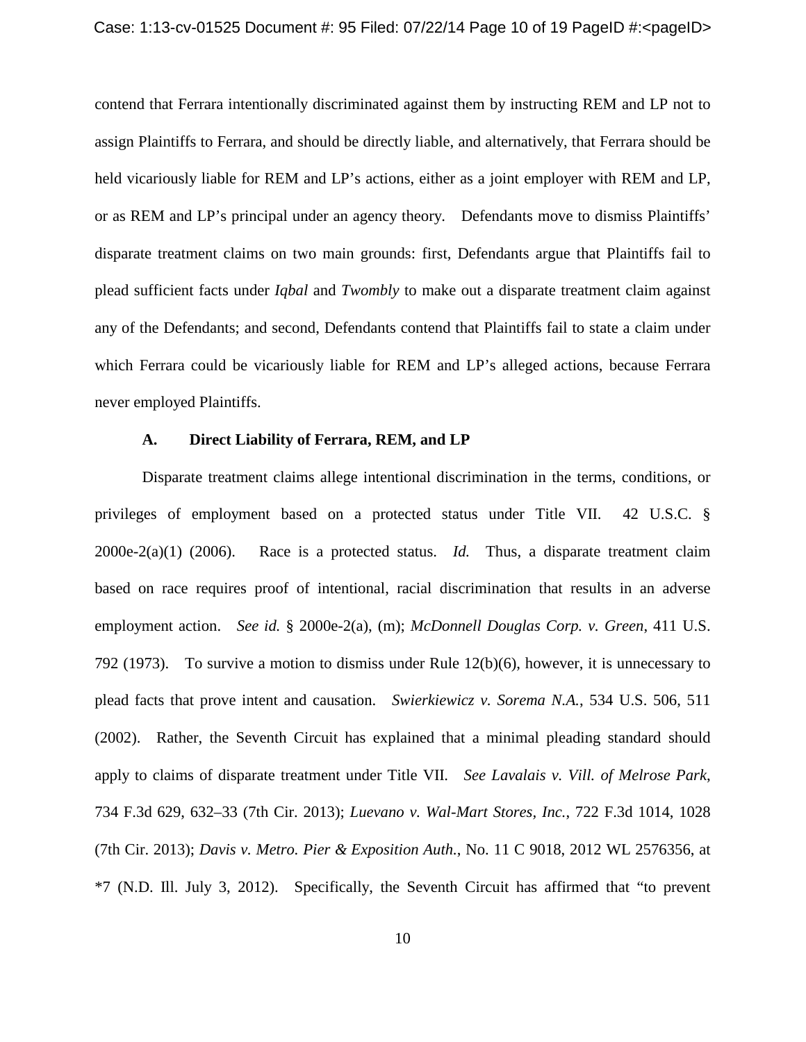contend that Ferrara intentionally discriminated against them by instructing REM and LP not to assign Plaintiffs to Ferrara, and should be directly liable, and alternatively, that Ferrara should be held vicariously liable for REM and LP's actions, either as a joint employer with REM and LP, or as REM and LP's principal under an agency theory. Defendants move to dismiss Plaintiffs' disparate treatment claims on two main grounds: first, Defendants argue that Plaintiffs fail to plead sufficient facts under *Iqbal* and *Twombly* to make out a disparate treatment claim against any of the Defendants; and second, Defendants contend that Plaintiffs fail to state a claim under which Ferrara could be vicariously liable for REM and LP's alleged actions, because Ferrara never employed Plaintiffs.

### A. Direct Liability of Ferrara, REM, and LP

Disparate treatment claims allege intentional discrimination in the terms, conditions, or privileges of employment based on a protected status under Title VII. 42 U.S.C. § 2000e-2(a)(1) (2006). Race is a protected status. *Id.* Thus, a disparate treatment claim based on race requires proof of intentional, racial discrimination that results in an adverse employment action. *See id.* § 2000e-2(a), (m); *McDonnell Douglas Corp. v. Green*, 411 U.S. 792 (1973). To survive a motion to dismiss under Rule 12(b)(6), however, it is unnecessary to plead facts that prove intent and causation. *Swierkiewicz v. Sorema N.A.*, 534 U.S. 506, 511 (2002). Rather, the Seventh Circuit has explained that a minimal pleading standard should apply to claims of disparate treatment under Title VII. *See Lavalais v. Vill. of Melrose Park*, 734 F.3d 629, 632–33 (7th Cir. 2013); *Luevano v. Wal-Mart Stores, Inc.*, 722 F.3d 1014, 1028 (7th Cir. 2013); *Davis v. Metro. Pier & Exposition Auth.*, No. 11 C 9018, 2012 WL 2576356, at *7 (N.D. Ill. July 3, 2012). Specifically, the Seventh Circuit has affirmed that "to prevent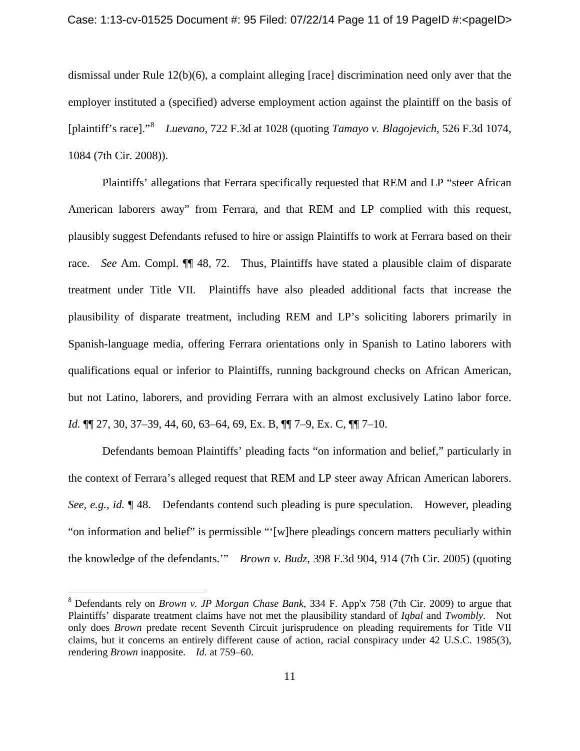dismissal under Rule 12(b)(6), a complaint alleging [race] discrimination need only aver that the employer instituted a (specified) adverse employment action against the plaintiff on the basis of [plaintiff's race]."[8] *Luevano*, 722 F.3d at 1028 (quoting *Tamayo v. Blagojevich*, 526 F.3d 1074, 1084 (7th Cir. 2008)).

Plaintiffs' allegations that Ferrara specifically requested that REM and LP "steer African American laborers away" from Ferrara, and that REM and LP complied with this request, plausibly suggest Defendants refused to hire or assign Plaintiffs to work at Ferrara based on their race. *See* Am. Compl. ¶¶ 48, 72. Thus, Plaintiffs have stated a plausible claim of disparate treatment under Title VII. Plaintiffs have also pleaded additional facts that increase the plausibility of disparate treatment, including REM and LP's soliciting laborers primarily in Spanish-language media, offering Ferrara orientations only in Spanish to Latino laborers with qualifications equal or inferior to Plaintiffs, running background checks on African American, but not Latino, laborers, and providing Ferrara with an almost exclusively Latino labor force. *Id.* ¶¶ 27, 30, 37–39, 44, 60, 63–64, 69, Ex. B, ¶¶ 7–9, Ex. C, ¶¶ 7–10.

Defendants bemoan Plaintiffs' pleading facts "on information and belief," particularly in the context of Ferrara's alleged request that REM and LP steer away African American laborers. *See, e.g.*, *id.* ¶ 48. Defendants contend such pleading is pure speculation. However, pleading "on information and belief" is permissible "'[w]here pleadings concern matters peculiarly within the knowledge of the defendants.'" *Brown v. Budz*, 398 F.3d 904, 914 (7th Cir. 2005) (quoting

---

[8] Defendants rely on *Brown v. JP Morgan Chase Bank*, 334 F. App'x 758 (7th Cir. 2009) to argue that Plaintiffs' disparate treatment claims have not met the plausibility standard of *Iqbal* and *Twombly*. Not only does *Brown* predate recent Seventh Circuit jurisprudence on pleading requirements for Title VII claims, but it concerns an entirely different cause of action, racial conspiracy under 42 U.S.C. 1985(3), rendering *Brown* inapposite. *Id.* at 759–60.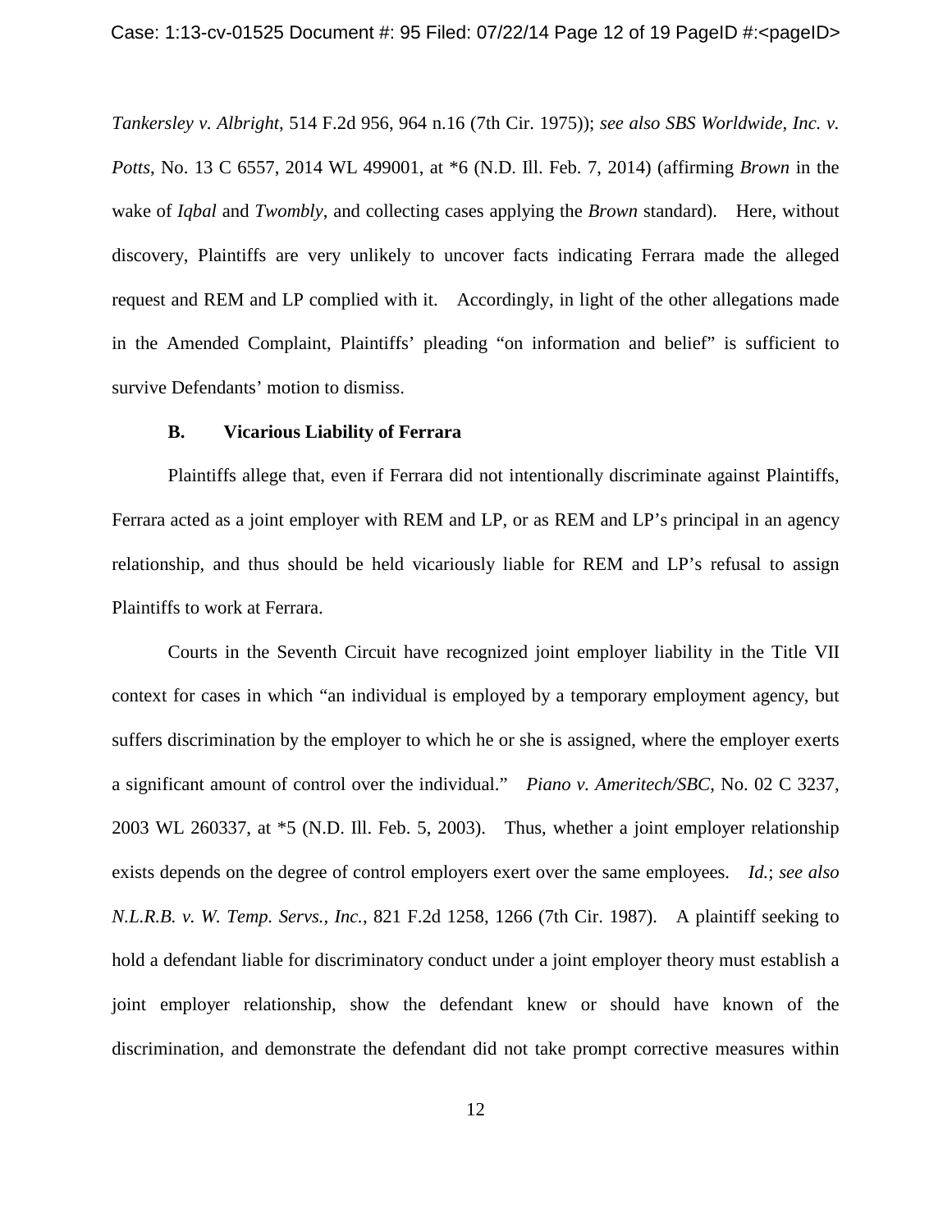*Tankersley v. Albright*, 514 F.2d 956, 964 n.16 (7th Cir. 1975)); *see also SBS Worldwide, Inc. v. Potts*, No. 13 C 6557, 2014 WL 499001, at *6 (N.D. Ill. Feb. 7, 2014) (affirming *Brown* in the wake of *Iqbal* and *Twombly*, and collecting cases applying the *Brown* standard). Here, without discovery, Plaintiffs are very unlikely to uncover facts indicating Ferrara made the alleged request and REM and LP complied with it. Accordingly, in light of the other allegations made in the Amended Complaint, Plaintiffs' pleading "on information and belief" is sufficient to survive Defendants' motion to dismiss.

### B. Vicarious Liability of Ferrara

Plaintiffs allege that, even if Ferrara did not intentionally discriminate against Plaintiffs, Ferrara acted as a joint employer with REM and LP, or as REM and LP's principal in an agency relationship, and thus should be held vicariously liable for REM and LP's refusal to assign Plaintiffs to work at Ferrara.

Courts in the Seventh Circuit have recognized joint employer liability in the Title VII context for cases in which "an individual is employed by a temporary employment agency, but suffers discrimination by the employer to which he or she is assigned, where the employer exerts a significant amount of control over the individual." *Piano v. Ameritech/SBC*, No. 02 C 3237, 2003 WL 260337, at *5 (N.D. Ill. Feb. 5, 2003). Thus, whether a joint employer relationship exists depends on the degree of control employers exert over the same employees. *Id.*; *see also N.L.R.B. v. W. Temp. Servs., Inc.*, 821 F.2d 1258, 1266 (7th Cir. 1987). A plaintiff seeking to hold a defendant liable for discriminatory conduct under a joint employer theory must establish a joint employer relationship, show the defendant knew or should have known of the discrimination, and demonstrate the defendant did not take prompt corrective measures within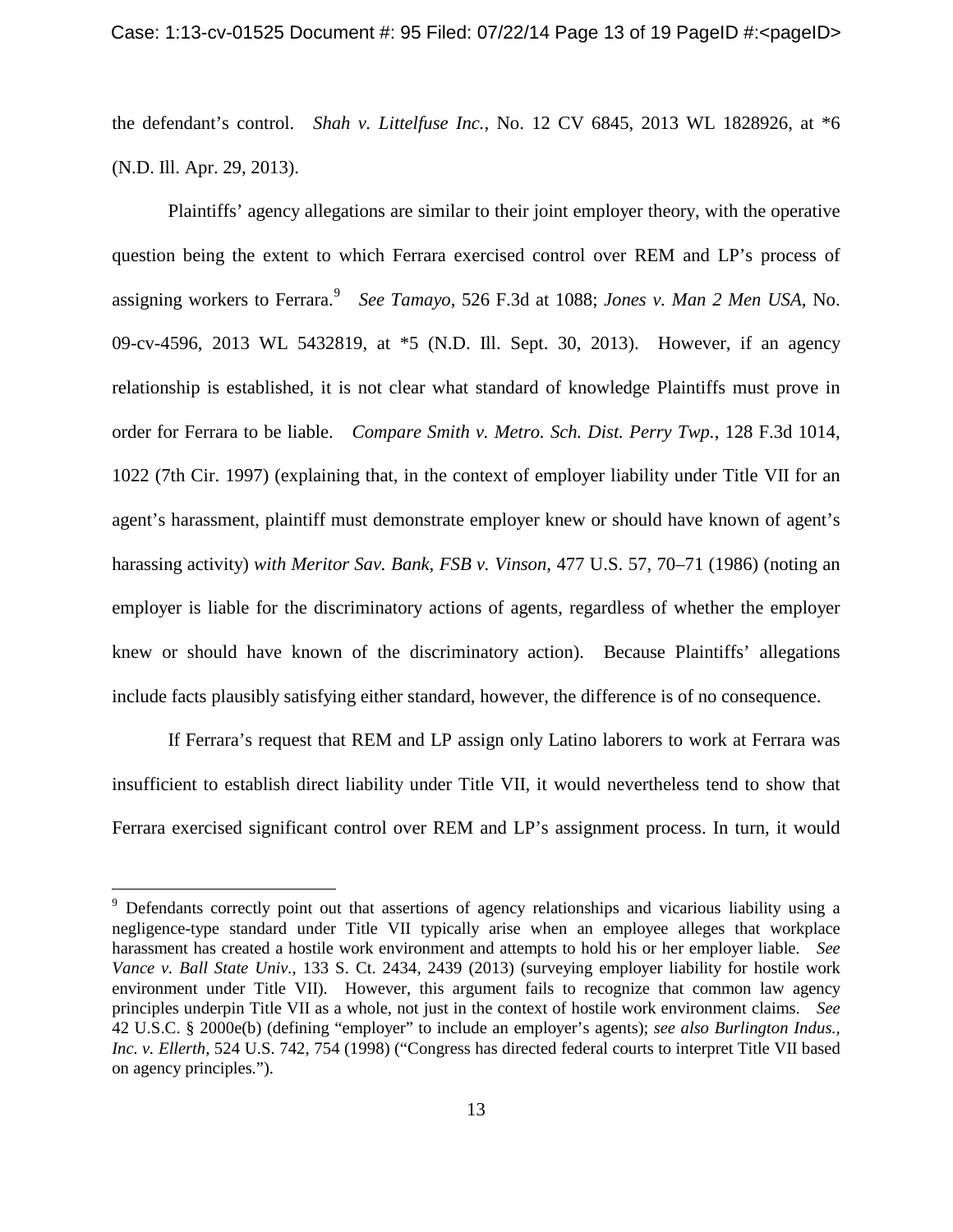the defendant's control. *Shah v. Littelfuse Inc.*, No. 12 CV 6845, 2013 WL 1828926, at *6 (N.D. Ill. Apr. 29, 2013).

Plaintiffs' agency allegations are similar to their joint employer theory, with the operative question being the extent to which Ferrara exercised control over REM and LP's process of assigning workers to Ferrara.[9] *See Tamayo*, 526 F.3d at 1088; *Jones v. Man 2 Men USA*, No. 09-cv-4596, 2013 WL 5432819, at *5 (N.D. Ill. Sept. 30, 2013). However, if an agency relationship is established, it is not clear what standard of knowledge Plaintiffs must prove in order for Ferrara to be liable. *Compare Smith v. Metro. Sch. Dist. Perry Twp.*, 128 F.3d 1014, 1022 (7th Cir. 1997) (explaining that, in the context of employer liability under Title VII for an agent's harassment, plaintiff must demonstrate employer knew or should have known of agent's harassing activity) *with Meritor Sav. Bank, FSB v. Vinson*, 477 U.S. 57, 70–71 (1986) (noting an employer is liable for the discriminatory actions of agents, regardless of whether the employer knew or should have known of the discriminatory action). Because Plaintiffs' allegations include facts plausibly satisfying either standard, however, the difference is of no consequence.

If Ferrara's request that REM and LP assign only Latino laborers to work at Ferrara was insufficient to establish direct liability under Title VII, it would nevertheless tend to show that Ferrara exercised significant control over REM and LP's assignment process. In turn, it would

---

[9] Defendants correctly point out that assertions of agency relationships and vicarious liability using a negligence-type standard under Title VII typically arise when an employee alleges that workplace harassment has created a hostile work environment and attempts to hold his or her employer liable. *See Vance v. Ball State Univ.*, 133 S. Ct. 2434, 2439 (2013) (surveying employer liability for hostile work environment under Title VII). However, this argument fails to recognize that common law agency principles underpin Title VII as a whole, not just in the context of hostile work environment claims. *See* 42 U.S.C. § 2000e(b) (defining "employer" to include an employer's agents); *see also Burlington Indus., Inc. v. Ellerth*, 524 U.S. 742, 754 (1998) ("Congress has directed federal courts to interpret Title VII based on agency principles.").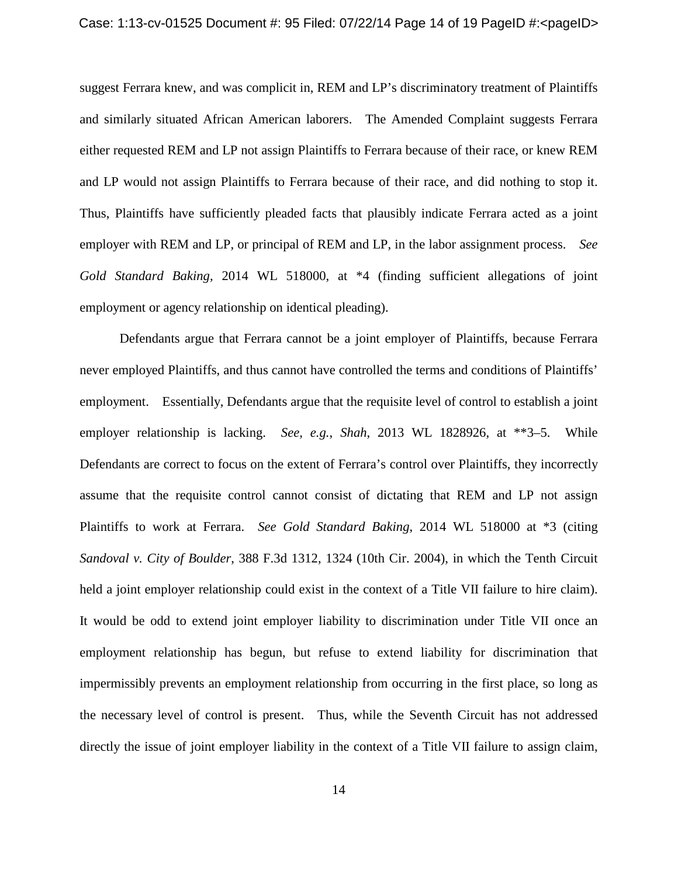suggest Ferrara knew, and was complicit in, REM and LP's discriminatory treatment of Plaintiffs and similarly situated African American laborers. The Amended Complaint suggests Ferrara either requested REM and LP not assign Plaintiffs to Ferrara because of their race, or knew REM and LP would not assign Plaintiffs to Ferrara because of their race, and did nothing to stop it. Thus, Plaintiffs have sufficiently pleaded facts that plausibly indicate Ferrara acted as a joint employer with REM and LP, or principal of REM and LP, in the labor assignment process. *See Gold Standard Baking*, 2014 WL 518000, at *4 (finding sufficient allegations of joint employment or agency relationship on identical pleading).

Defendants argue that Ferrara cannot be a joint employer of Plaintiffs, because Ferrara never employed Plaintiffs, and thus cannot have controlled the terms and conditions of Plaintiffs' employment. Essentially, Defendants argue that the requisite level of control to establish a joint employer relationship is lacking. *See, e.g.*, *Shah*, 2013 WL 1828926, at **3–5. While Defendants are correct to focus on the extent of Ferrara's control over Plaintiffs, they incorrectly assume that the requisite control cannot consist of dictating that REM and LP not assign Plaintiffs to work at Ferrara. *See Gold Standard Baking*, 2014 WL 518000 at *3 (citing *Sandoval v. City of Boulder*, 388 F.3d 1312, 1324 (10th Cir. 2004), in which the Tenth Circuit held a joint employer relationship could exist in the context of a Title VII failure to hire claim). It would be odd to extend joint employer liability to discrimination under Title VII once an employment relationship has begun, but refuse to extend liability for discrimination that impermissibly prevents an employment relationship from occurring in the first place, so long as the necessary level of control is present. Thus, while the Seventh Circuit has not addressed directly the issue of joint employer liability in the context of a Title VII failure to assign claim,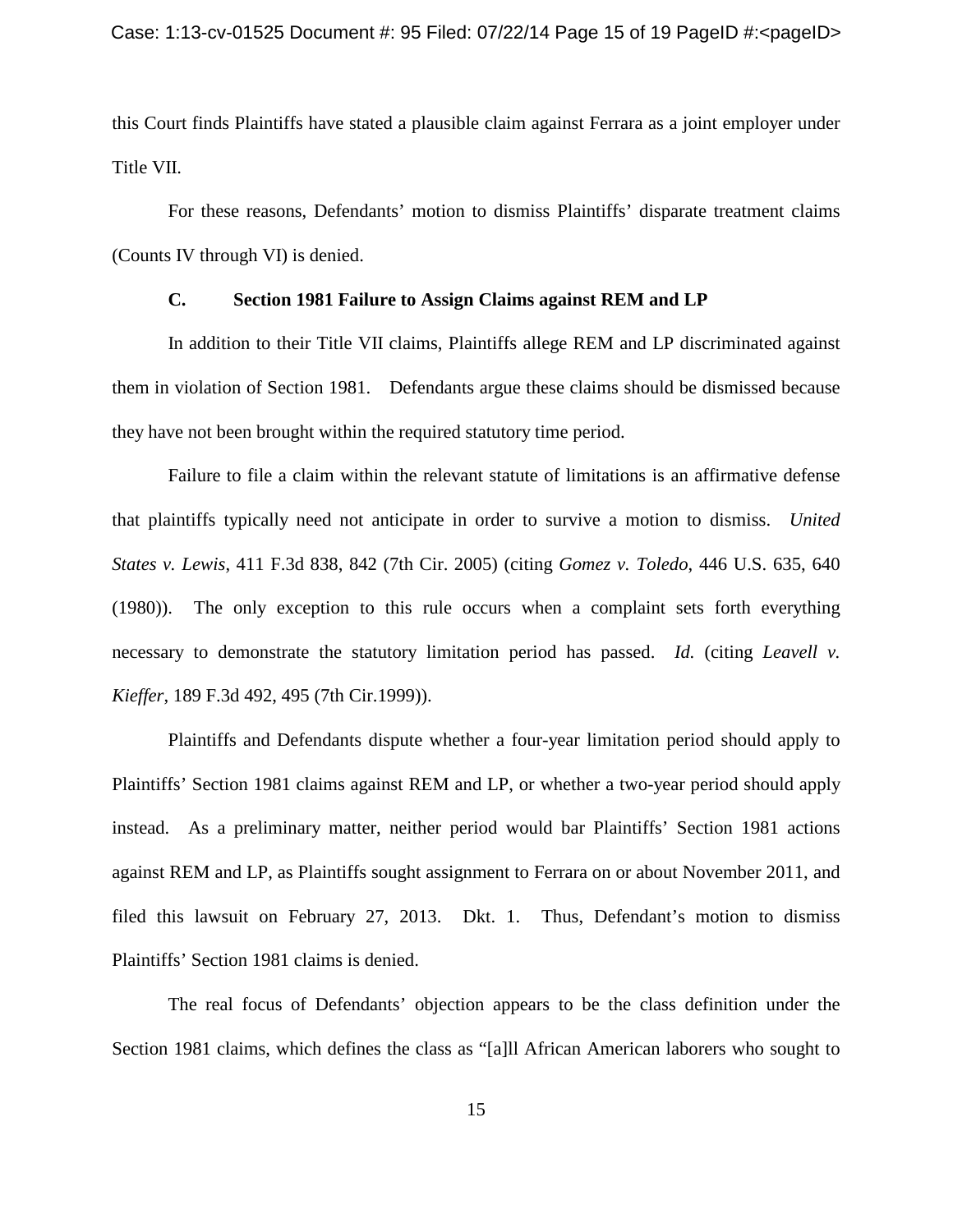this Court finds Plaintiffs have stated a plausible claim against Ferrara as a joint employer under Title VII.

For these reasons, Defendants' motion to dismiss Plaintiffs' disparate treatment claims (Counts IV through VI) is denied.

### C. Section 1981 Failure to Assign Claims against REM and LP

In addition to their Title VII claims, Plaintiffs allege REM and LP discriminated against them in violation of Section 1981. Defendants argue these claims should be dismissed because they have not been brought within the required statutory time period.

Failure to file a claim within the relevant statute of limitations is an affirmative defense that plaintiffs typically need not anticipate in order to survive a motion to dismiss. *United States v. Lewis*, 411 F.3d 838, 842 (7th Cir. 2005) (citing *Gomez v. Toledo*, 446 U.S. 635, 640 (1980)). The only exception to this rule occurs when a complaint sets forth everything necessary to demonstrate the statutory limitation period has passed. *Id.* (citing *Leavell v. Kieffer*, 189 F.3d 492, 495 (7th Cir.1999)).

Plaintiffs and Defendants dispute whether a four-year limitation period should apply to Plaintiffs' Section 1981 claims against REM and LP, or whether a two-year period should apply instead. As a preliminary matter, neither period would bar Plaintiffs' Section 1981 actions against REM and LP, as Plaintiffs sought assignment to Ferrara on or about November 2011, and filed this lawsuit on February 27, 2013. Dkt. 1. Thus, Defendant's motion to dismiss Plaintiffs' Section 1981 claims is denied.

The real focus of Defendants' objection appears to be the class definition under the Section 1981 claims, which defines the class as "[a]ll African American laborers who sought to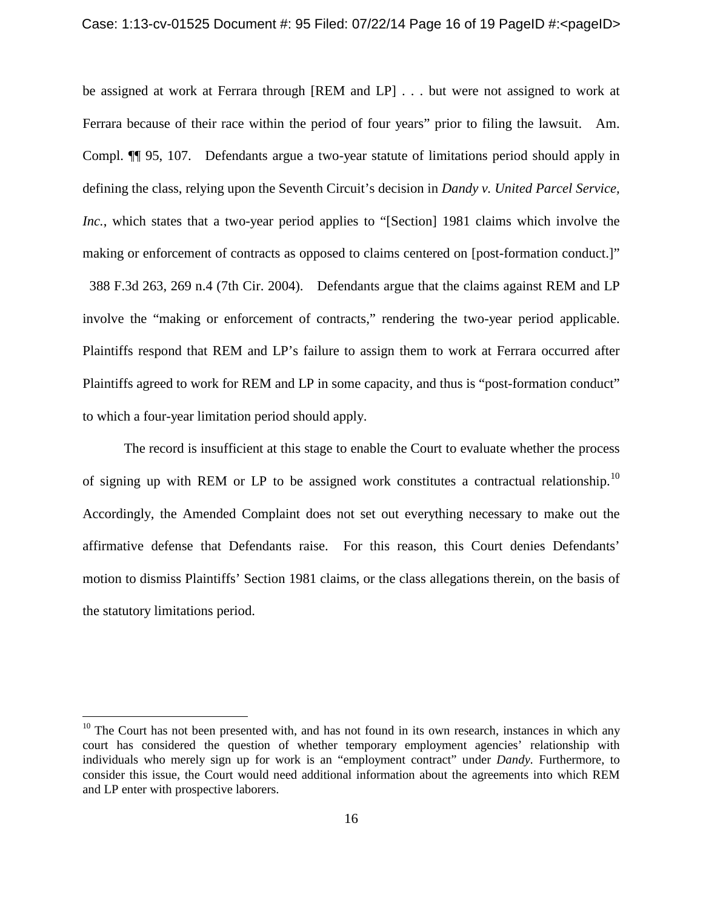be assigned at work at Ferrara through [REM and LP] . . . but were not assigned to work at Ferrara because of their race within the period of four years" prior to filing the lawsuit. Am. Compl. ¶¶ 95, 107. Defendants argue a two-year statute of limitations period should apply in defining the class, relying upon the Seventh Circuit's decision in *Dandy v. United Parcel Service, Inc.*, which states that a two-year period applies to "[Section] 1981 claims which involve the making or enforcement of contracts as opposed to claims centered on [post-formation conduct.]" 388 F.3d 263, 269 n.4 (7th Cir. 2004). Defendants argue that the claims against REM and LP involve the "making or enforcement of contracts," rendering the two-year period applicable. Plaintiffs respond that REM and LP's failure to assign them to work at Ferrara occurred after Plaintiffs agreed to work for REM and LP in some capacity, and thus is "post-formation conduct" to which a four-year limitation period should apply.

The record is insufficient at this stage to enable the Court to evaluate whether the process of signing up with REM or LP to be assigned work constitutes a contractual relationship.[10] Accordingly, the Amended Complaint does not set out everything necessary to make out the affirmative defense that Defendants raise. For this reason, this Court denies Defendants' motion to dismiss Plaintiffs' Section 1981 claims, or the class allegations therein, on the basis of the statutory limitations period.

---

[10] The Court has not been presented with, and has not found in its own research, instances in which any court has considered the question of whether temporary employment agencies' relationship with individuals who merely sign up for work is an "employment contract" under *Dandy*. Furthermore, to consider this issue, the Court would need additional information about the agreements into which REM and LP enter with prospective laborers.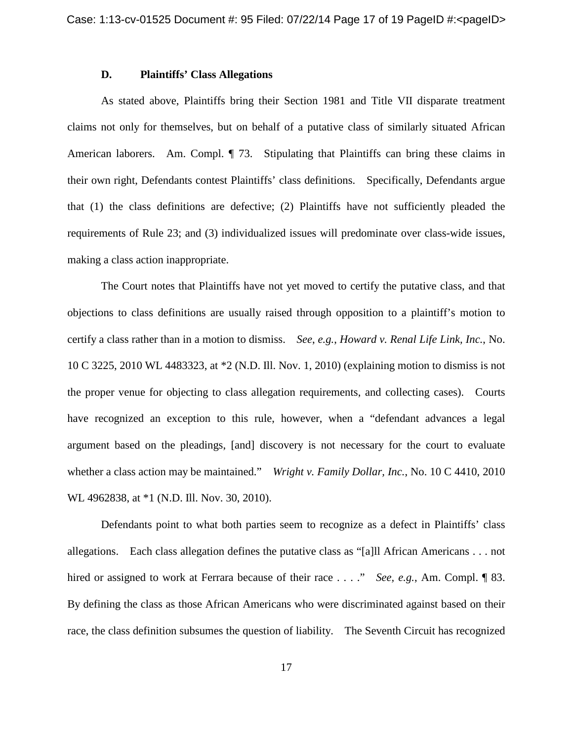### D. Plaintiffs' Class Allegations

As stated above, Plaintiffs bring their Section 1981 and Title VII disparate treatment claims not only for themselves, but on behalf of a putative class of similarly situated African American laborers. Am. Compl. ¶ 73. Stipulating that Plaintiffs can bring these claims in their own right, Defendants contest Plaintiffs' class definitions. Specifically, Defendants argue that (1) the class definitions are defective; (2) Plaintiffs have not sufficiently pleaded the requirements of Rule 23; and (3) individualized issues will predominate over class-wide issues, making a class action inappropriate.

The Court notes that Plaintiffs have not yet moved to certify the putative class, and that objections to class definitions are usually raised through opposition to a plaintiff's motion to certify a class rather than in a motion to dismiss. *See*, *e.g.*, *Howard v. Renal Life Link, Inc.*, No. 10 C 3225, 2010 WL 4483323, at *2 (N.D. Ill. Nov. 1, 2010) (explaining motion to dismiss is not the proper venue for objecting to class allegation requirements, and collecting cases). Courts have recognized an exception to this rule, however, when a "defendant advances a legal argument based on the pleadings, [and] discovery is not necessary for the court to evaluate whether a class action may be maintained." *Wright v. Family Dollar, Inc.*, No. 10 C 4410, 2010 WL 4962838, at *1 (N.D. Ill. Nov. 30, 2010).

Defendants point to what both parties seem to recognize as a defect in Plaintiffs' class allegations. Each class allegation defines the putative class as "[a]ll African Americans . . . not hired or assigned to work at Ferrara because of their race . . . ." *See*, *e.g.*, Am. Compl. ¶ 83. By defining the class as those African Americans who were discriminated against based on their race, the class definition subsumes the question of liability. The Seventh Circuit has recognized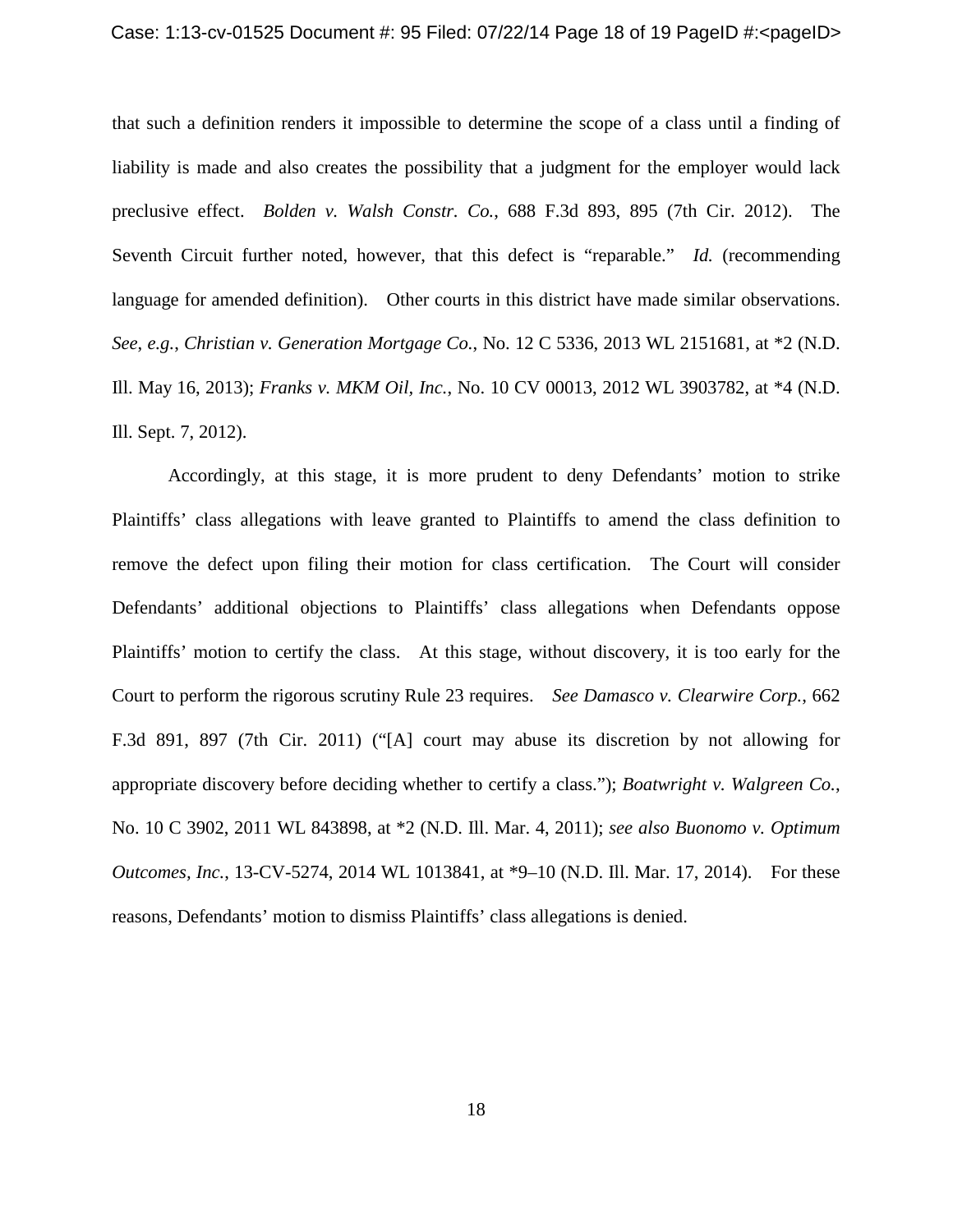that such a definition renders it impossible to determine the scope of a class until a finding of liability is made and also creates the possibility that a judgment for the employer would lack preclusive effect. *Bolden v. Walsh Constr. Co.*, 688 F.3d 893, 895 (7th Cir. 2012). The Seventh Circuit further noted, however, that this defect is "reparable." *Id.* (recommending language for amended definition). Other courts in this district have made similar observations. *See*, *e.g.*, *Christian v. Generation Mortgage Co.*, No. 12 C 5336, 2013 WL 2151681, at *2 (N.D. Ill. May 16, 2013); *Franks v. MKM Oil, Inc.*, No. 10 CV 00013, 2012 WL 3903782, at *4 (N.D. Ill. Sept. 7, 2012).

Accordingly, at this stage, it is more prudent to deny Defendants' motion to strike Plaintiffs' class allegations with leave granted to Plaintiffs to amend the class definition to remove the defect upon filing their motion for class certification. The Court will consider Defendants' additional objections to Plaintiffs' class allegations when Defendants oppose Plaintiffs' motion to certify the class. At this stage, without discovery, it is too early for the Court to perform the rigorous scrutiny Rule 23 requires. *See Damasco v. Clearwire Corp.*, 662 F.3d 891, 897 (7th Cir. 2011) ("[A] court may abuse its discretion by not allowing for appropriate discovery before deciding whether to certify a class."); *Boatwright v. Walgreen Co.*, No. 10 C 3902, 2011 WL 843898, at *2 (N.D. Ill. Mar. 4, 2011); *see also Buonomo v. Optimum Outcomes, Inc.*, 13-CV-5274, 2014 WL 1013841, at *9–10 (N.D. Ill. Mar. 17, 2014). For these reasons, Defendants' motion to dismiss Plaintiffs' class allegations is denied.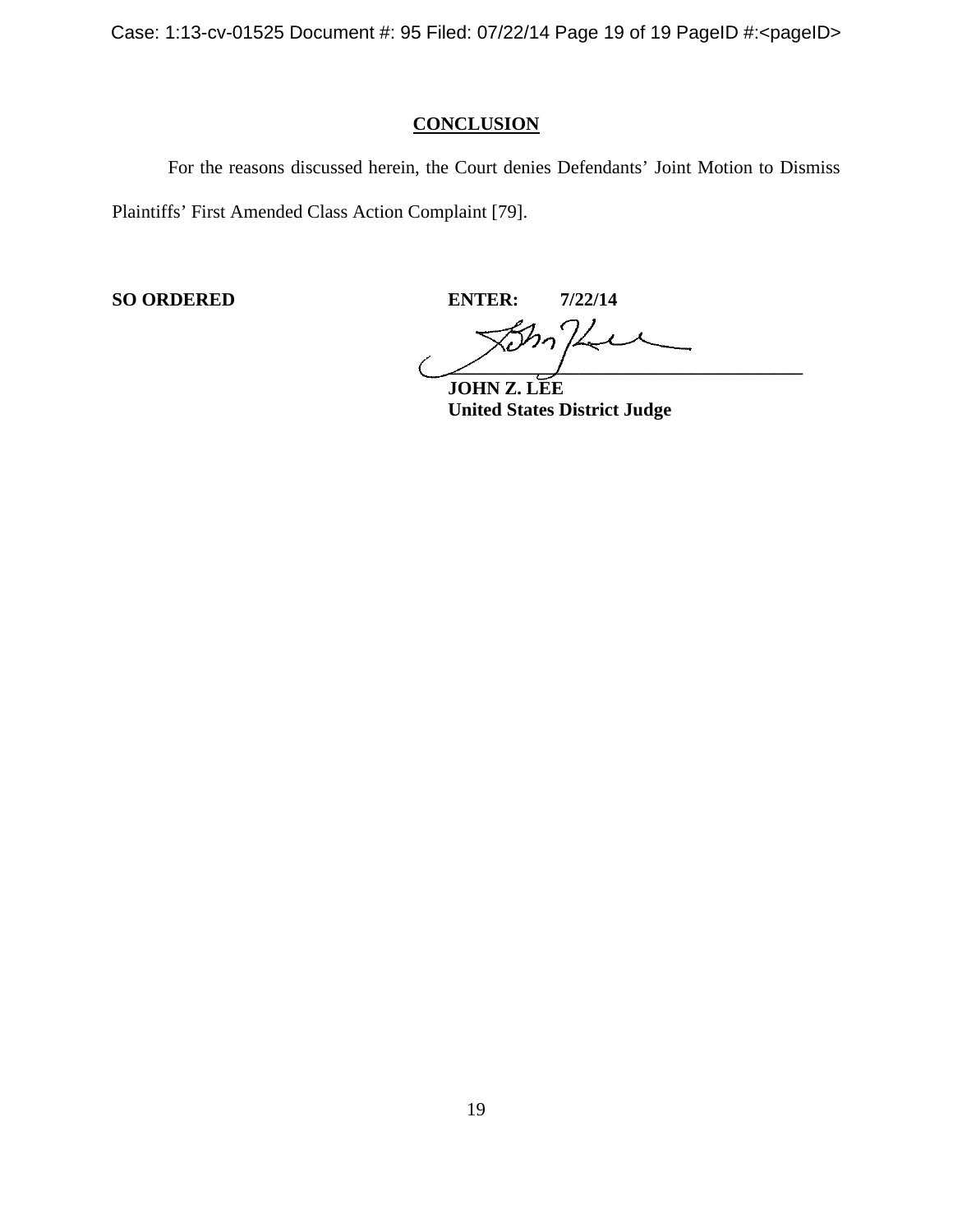## CONCLUSION

For the reasons discussed herein, the Court denies Defendants' Joint Motion to Dismiss Plaintiffs' First Amended Class Action Complaint [79].

**SO ORDERED** **ENTER: 7/22/14**

**JOHN Z. LEE**
**United States District Judge**